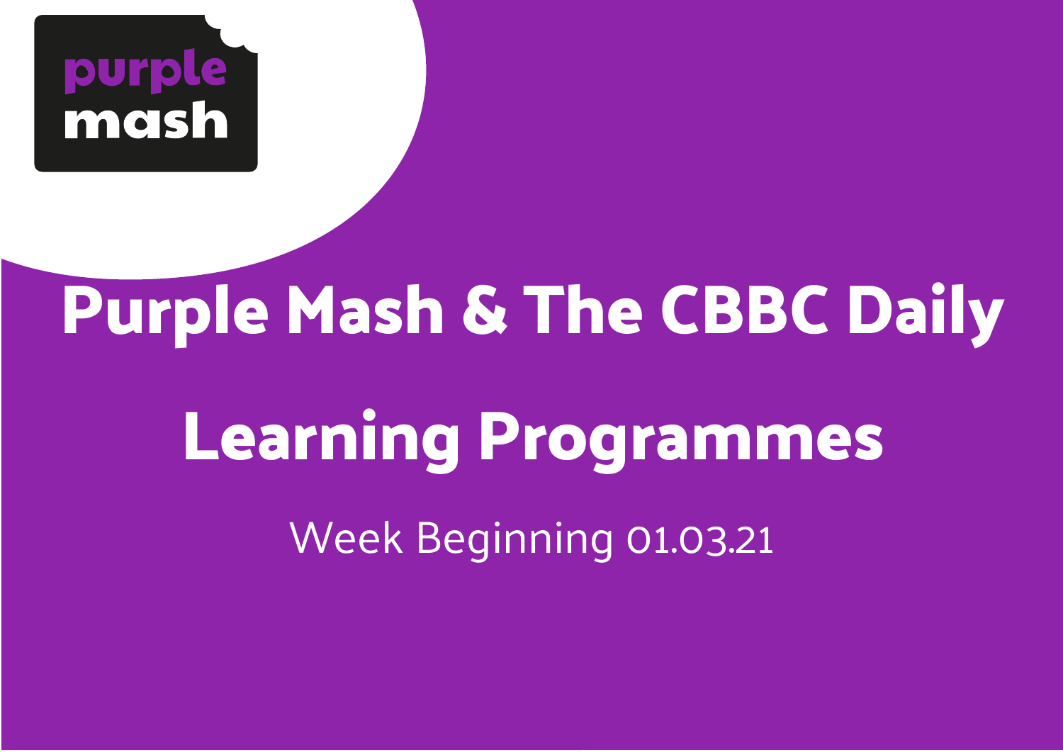purple mash

# Purple Mash & The CBBC Daily Learning Programmes

Week Beginning 01.03.21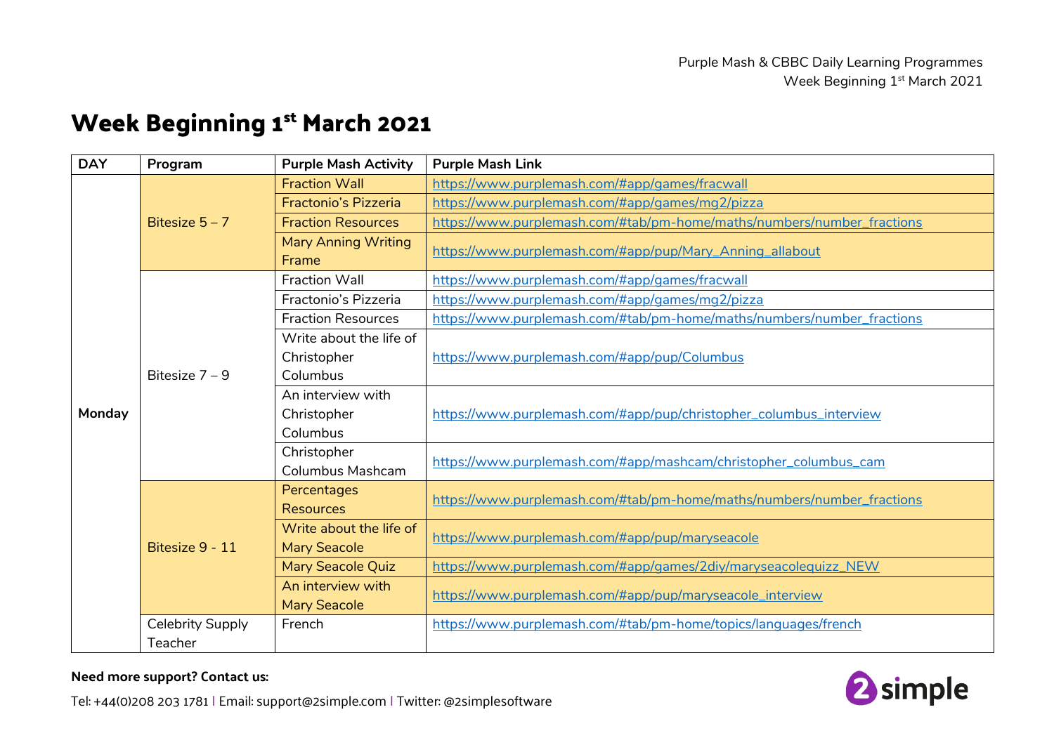# Week Beginning 1st March 2021

| DAY | Program | Purple Mash Activity | Purple Mash Link |
|---|---|---|---|
| Monday | Bitesize 5 – 7 | Fraction Wall | https://www.purplemash.com/#app/games/fracwall |
| | | Fractonio's Pizzeria | https://www.purplemash.com/#app/games/mg2/pizza |
| | | Fraction Resources | https://www.purplemash.com/#tab/pm-home/maths/numbers/number_fractions |
| | | Mary Anning Writing Frame | https://www.purplemash.com/#app/pup/Mary_Anning_allabout |
| | Bitesize 7 – 9 | Fraction Wall | https://www.purplemash.com/#app/games/fracwall |
| | | Fractonio's Pizzeria | https://www.purplemash.com/#app/games/mg2/pizza |
| | | Fraction Resources | https://www.purplemash.com/#tab/pm-home/maths/numbers/number_fractions |
| | | Write about the life of Christopher Columbus | https://www.purplemash.com/#app/pup/Columbus |
| | | An interview with Christopher Columbus | https://www.purplemash.com/#app/pup/christopher_columbus_interview |
| | | Christopher Columbus Mashcam | https://www.purplemash.com/#app/mashcam/christopher_columbus_cam |
| | Bitesize 9 - 11 | Percentages Resources | https://www.purplemash.com/#tab/pm-home/maths/numbers/number_fractions |
| | | Write about the life of Mary Seacole | https://www.purplemash.com/#app/pup/maryseacole |
| | | Mary Seacole Quiz | https://www.purplemash.com/#app/games/2diy/maryseacolequizz_NEW |
| | | An interview with Mary Seacole | https://www.purplemash.com/#app/pup/maryseacole_interview |
| | Celebrity Supply Teacher | French | https://www.purplemash.com/#tab/pm-home/topics/languages/french |

**Need more support? Contact us:**

Tel: +44(0)208 203 1781 | Email: support@2simple.com | Twitter: @2simplesoftware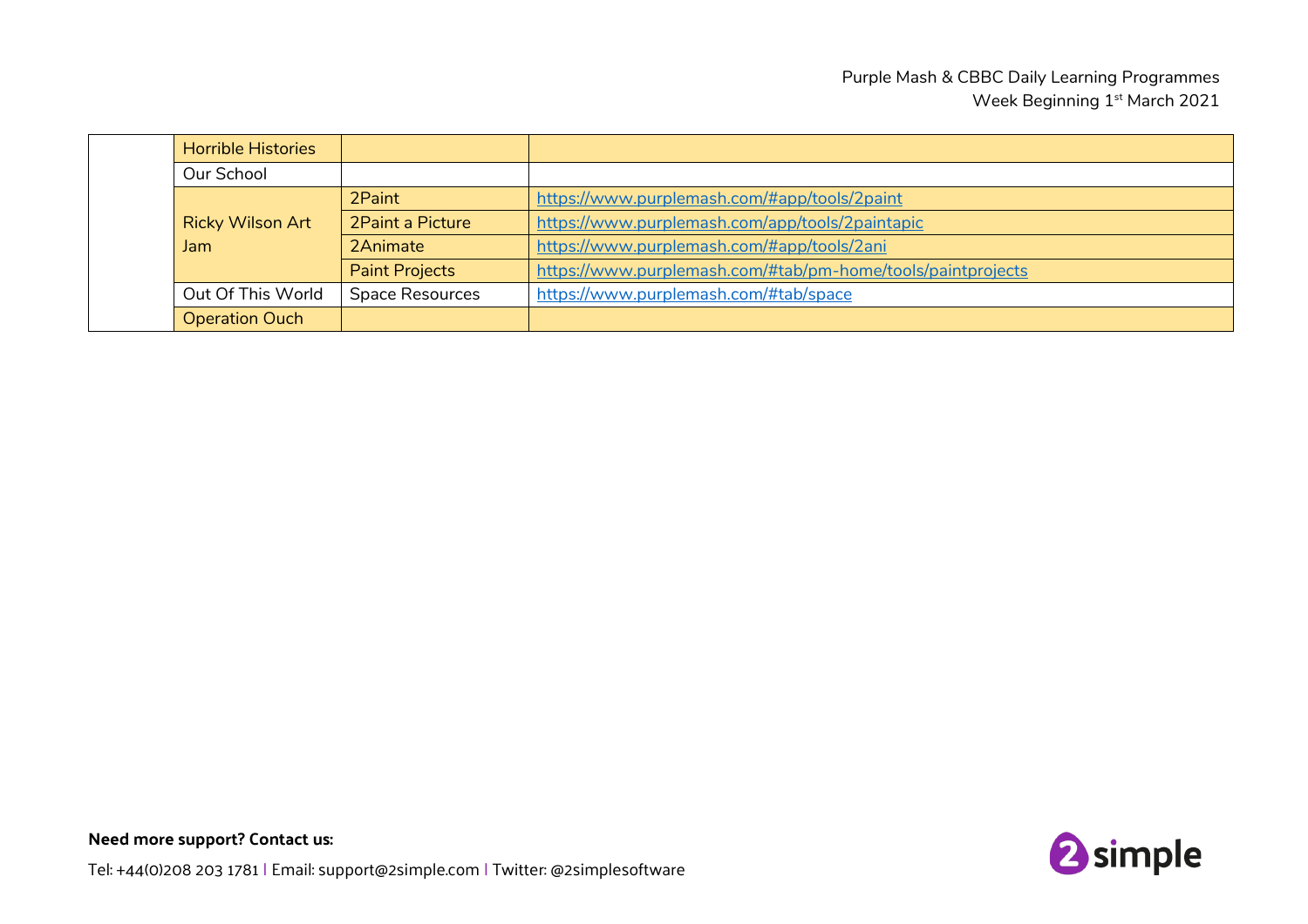| | | | |
|---|---|---|---|
| | Horrible Histories | | |
| | Our School | | |
| | Ricky Wilson Art Jam | 2Paint | https://www.purplemash.com/#app/tools/2paint |
| | | 2Paint a Picture | https://www.purplemash.com/app/tools/2paintapic |
| | | 2Animate | https://www.purplemash.com/#app/tools/2ani |
| | | Paint Projects | https://www.purplemash.com/#tab/pm-home/tools/paintprojects |
| | Out Of This World | Space Resources | https://www.purplemash.com/#tab/space |
| | Operation Ouch | | |

**Need more support? Contact us:**

Tel: +44(0)208 203 1781 | Email: support@2simple.com | Twitter: @2simplesoftware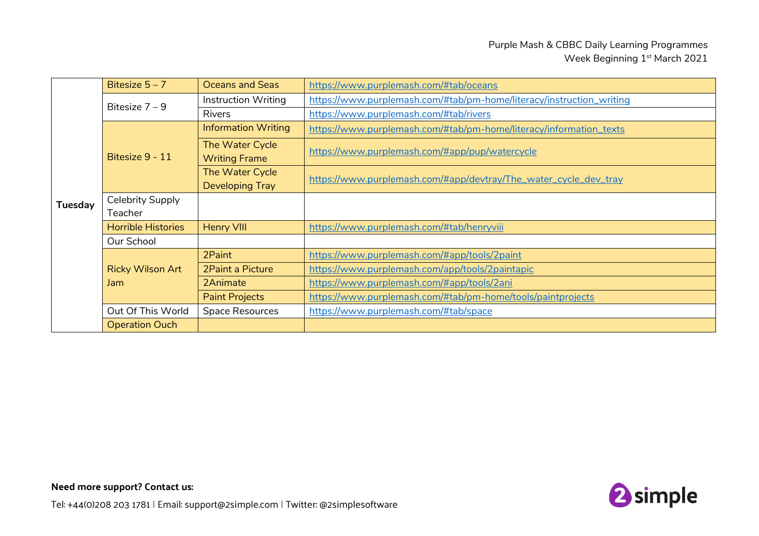| | | | |
|---|---|---|---|
| **Tuesday** | Bitesize 5 – 7 | Oceans and Seas | https://www.purplemash.com/#tab/oceans |
| | Bitesize 7 – 9 | Instruction Writing | https://www.purplemash.com/#tab/pm-home/literacy/instruction_writing |
| | | Rivers | https://www.purplemash.com/#tab/rivers |
| | Bitesize 9 - 11 | Information Writing | https://www.purplemash.com/#tab/pm-home/literacy/information_texts |
| | | The Water Cycle Writing Frame | https://www.purplemash.com/#app/pup/watercycle |
| | | The Water Cycle Developing Tray | https://www.purplemash.com/#app/devtray/The_water_cycle_dev_tray |
| | Celebrity Supply Teacher | | |
| | Horrible Histories | Henry VIII | https://www.purplemash.com/#tab/henryviii |
| | Our School | | |
| | Ricky Wilson Art Jam | 2Paint | https://www.purplemash.com/#app/tools/2paint |
| | | 2Paint a Picture | https://www.purplemash.com/app/tools/2paintapic |
| | | 2Animate | https://www.purplemash.com/#app/tools/2ani |
| | | Paint Projects | https://www.purplemash.com/#tab/pm-home/tools/paintprojects |
| | Out Of This World | Space Resources | https://www.purplemash.com/#tab/space |
| | Operation Ouch | | |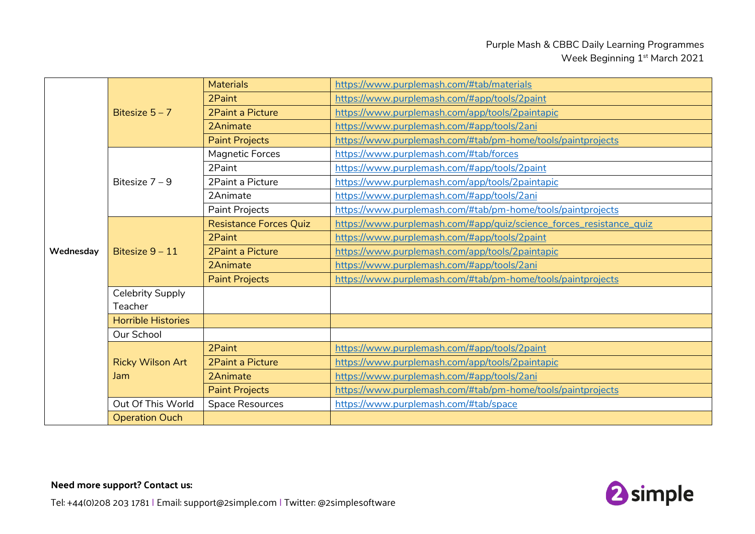| Day | Programme | Resource | Link |
|---|---|---|---|
| Wednesday | Bitesize 5 – 7 | Materials | https://www.purplemash.com/#tab/materials |
| | | 2Paint | https://www.purplemash.com/#app/tools/2paint |
| | | 2Paint a Picture | https://www.purplemash.com/app/tools/2paintapic |
| | | 2Animate | https://www.purplemash.com/#app/tools/2ani |
| | | Paint Projects | https://www.purplemash.com/#tab/pm-home/tools/paintprojects |
| | Bitesize 7 – 9 | Magnetic Forces | https://www.purplemash.com/#tab/forces |
| | | 2Paint | https://www.purplemash.com/#app/tools/2paint |
| | | 2Paint a Picture | https://www.purplemash.com/app/tools/2paintapic |
| | | 2Animate | https://www.purplemash.com/#app/tools/2ani |
| | | Paint Projects | https://www.purplemash.com/#tab/pm-home/tools/paintprojects |
| | Bitesize 9 – 11 | Resistance Forces Quiz | https://www.purplemash.com/#app/quiz/science_forces_resistance_quiz |
| | | 2Paint | https://www.purplemash.com/#app/tools/2paint |
| | | 2Paint a Picture | https://www.purplemash.com/app/tools/2paintapic |
| | | 2Animate | https://www.purplemash.com/#app/tools/2ani |
| | | Paint Projects | https://www.purplemash.com/#tab/pm-home/tools/paintprojects |
| | Celebrity Supply Teacher | | |
| | Horrible Histories | | |
| | Our School | | |
| | Ricky Wilson Art Jam | 2Paint | https://www.purplemash.com/#app/tools/2paint |
| | | 2Paint a Picture | https://www.purplemash.com/app/tools/2paintapic |
| | | 2Animate | https://www.purplemash.com/#app/tools/2ani |
| | | Paint Projects | https://www.purplemash.com/#tab/pm-home/tools/paintprojects |
| | Out Of This World | Space Resources | https://www.purplemash.com/#tab/space |
| | Operation Ouch | | |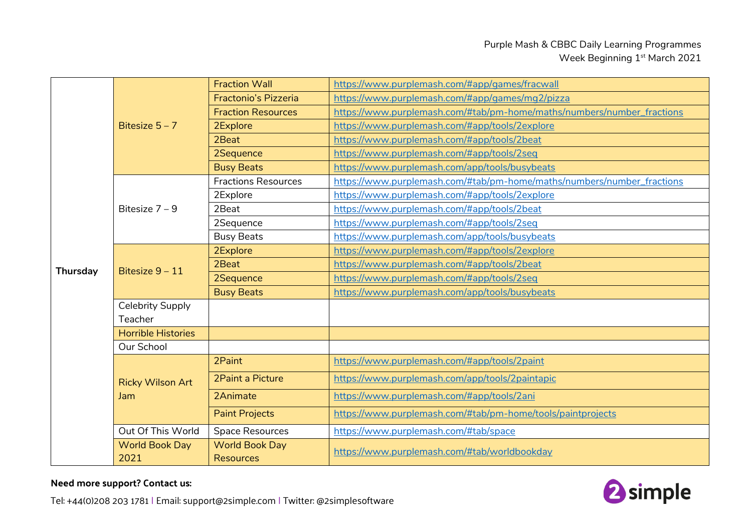| | | | |
|---|---|---|---|
| Thursday | Bitesize 5 – 7 | Fraction Wall | https://www.purplemash.com/#app/games/fracwall |
| | | Fractonio's Pizzeria | https://www.purplemash.com/#app/games/mg2/pizza |
| | | Fraction Resources | https://www.purplemash.com/#tab/pm-home/maths/numbers/number_fractions |
| | | 2Explore | https://www.purplemash.com/#app/tools/2explore |
| | | 2Beat | https://www.purplemash.com/#app/tools/2beat |
| | | 2Sequence | https://www.purplemash.com/#app/tools/2seq |
| | | Busy Beats | https://www.purplemash.com/app/tools/busybeats |
| | Bitesize 7 – 9 | Fractions Resources | https://www.purplemash.com/#tab/pm-home/maths/numbers/number_fractions |
| | | 2Explore | https://www.purplemash.com/#app/tools/2explore |
| | | 2Beat | https://www.purplemash.com/#app/tools/2beat |
| | | 2Sequence | https://www.purplemash.com/#app/tools/2seq |
| | | Busy Beats | https://www.purplemash.com/app/tools/busybeats |
| | Bitesize 9 – 11 | 2Explore | https://www.purplemash.com/#app/tools/2explore |
| | | 2Beat | https://www.purplemash.com/#app/tools/2beat |
| | | 2Sequence | https://www.purplemash.com/#app/tools/2seq |
| | | Busy Beats | https://www.purplemash.com/app/tools/busybeats |
| | Celebrity Supply Teacher | | |
| | Horrible Histories | | |
| | Our School | | |
| | Ricky Wilson Art Jam | 2Paint | https://www.purplemash.com/#app/tools/2paint |
| | | 2Paint a Picture | https://www.purplemash.com/app/tools/2paintapic |
| | | 2Animate | https://www.purplemash.com/#app/tools/2ani |
| | | Paint Projects | https://www.purplemash.com/#tab/pm-home/tools/paintprojects |
| | Out Of This World | Space Resources | https://www.purplemash.com/#tab/space |
| | World Book Day 2021 | World Book Day Resources | https://www.purplemash.com/#tab/worldbookday |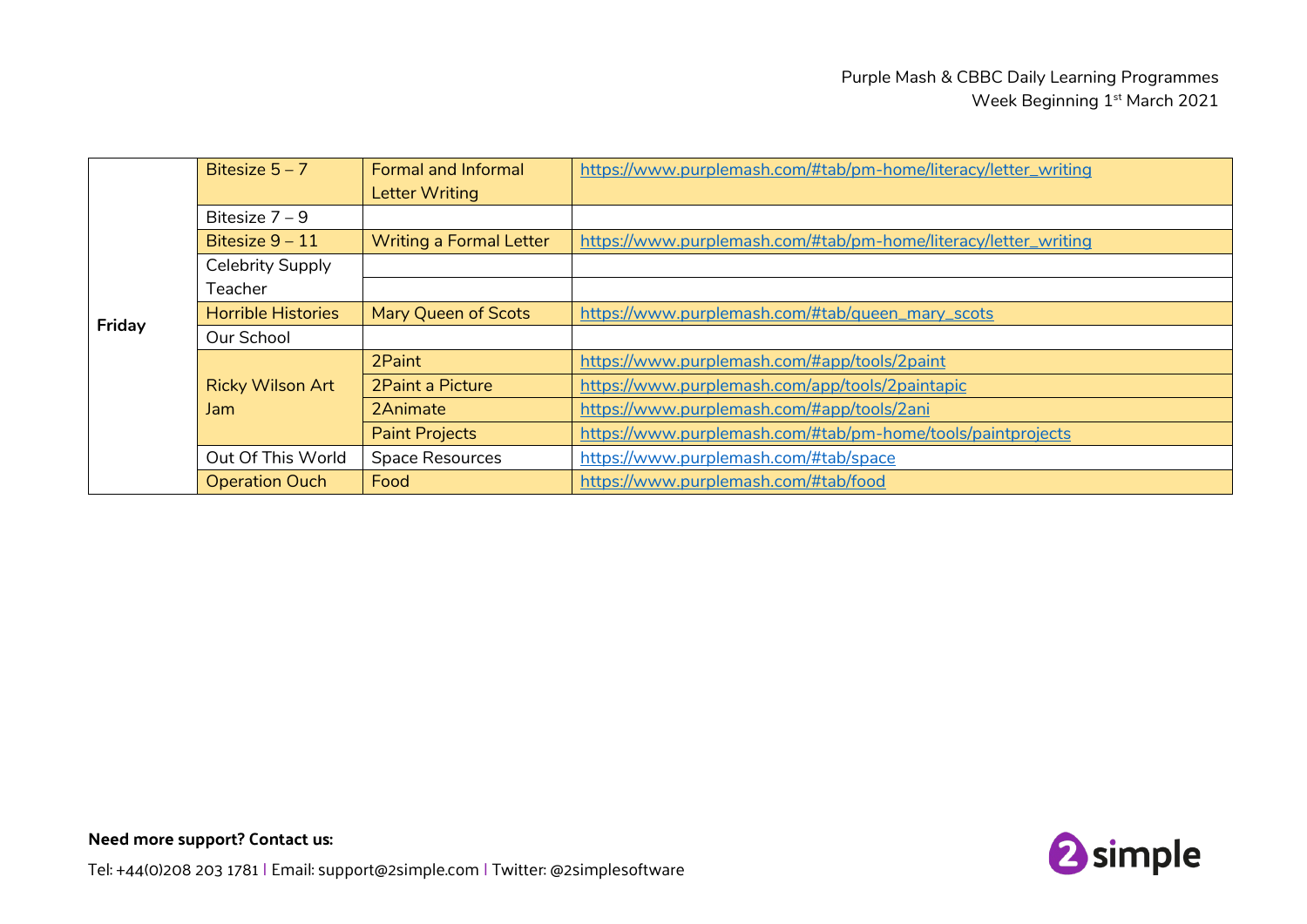| | | | |
|---|---|---|---|
| Friday | Bitesize 5 – 7 | Formal and Informal Letter Writing | https://www.purplemash.com/#tab/pm-home/literacy/letter_writing |
| | Bitesize 7 – 9 | | |
| | Bitesize 9 – 11 | Writing a Formal Letter | https://www.purplemash.com/#tab/pm-home/literacy/letter_writing |
| | Celebrity Supply Teacher | | |
| | | | |
| | Horrible Histories | Mary Queen of Scots | https://www.purplemash.com/#tab/queen_mary_scots |
| | Our School | | |
| | Ricky Wilson Art Jam | 2Paint | https://www.purplemash.com/#app/tools/2paint |
| | | 2Paint a Picture | https://www.purplemash.com/app/tools/2paintapic |
| | | 2Animate | https://www.purplemash.com/#app/tools/2ani |
| | | Paint Projects | https://www.purplemash.com/#tab/pm-home/tools/paintprojects |
| | Out Of This World | Space Resources | https://www.purplemash.com/#tab/space |
| | Operation Ouch | Food | https://www.purplemash.com/#tab/food |